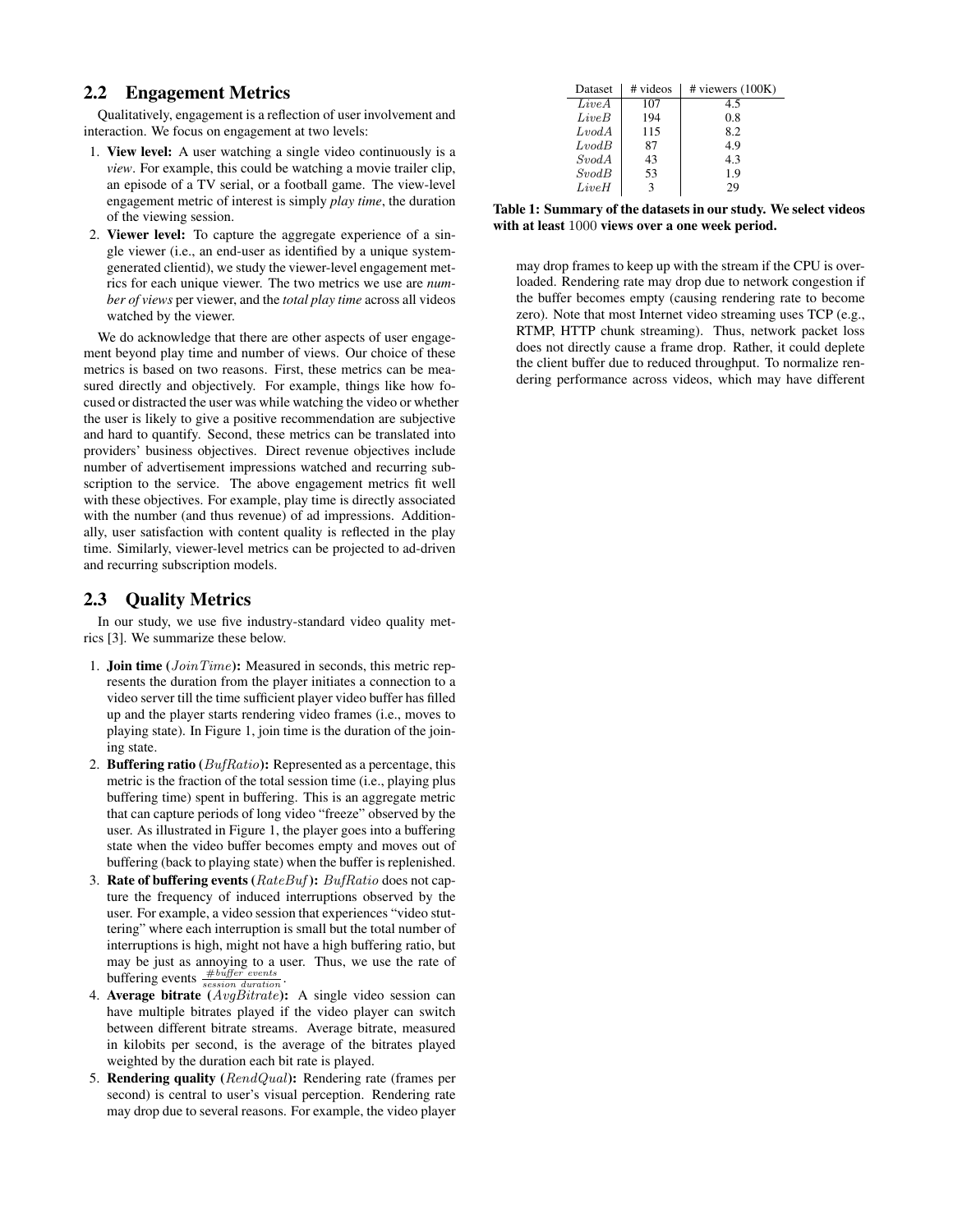## 2.2 Engagement Metrics

Qualitatively, engagement is a reflection of user involvement and interaction. We focus on engagement at two levels:

1. **View level:** A user watching a single video continuously is a *view*. For example, this could be watching a movie trailer clip, an episode of a TV serial, or a football game. The view-level engagement metric of interest is simply *play time*, the duration of the viewing session.
2. **Viewer level:** To capture the aggregate experience of a single viewer (i.e., an end-user as identified by a unique system-generated clientid), we study the viewer-level engagement metrics for each unique viewer. The two metrics we use are *number of views* per viewer, and the *total play time* across all videos watched by the viewer.

We do acknowledge that there are other aspects of user engagement beyond play time and number of views. Our choice of these metrics is based on two reasons. First, these metrics can be measured directly and objectively. For example, things like how focused or distracted the user was while watching the video or whether the user is likely to give a positive recommendation are subjective and hard to quantify. Second, these metrics can be translated into providers' business objectives. Direct revenue objectives include number of advertisement impressions watched and recurring subscription to the service. The above engagement metrics fit well with these objectives. For example, play time is directly associated with the number (and thus revenue) of ad impressions. Additionally, user satisfaction with content quality is reflected in the play time. Similarly, viewer-level metrics can be projected to ad-driven and recurring subscription models.

## 2.3 Quality Metrics

In our study, we use five industry-standard video quality metrics [3]. We summarize these below.

1. **Join time ($JoinTime$):** Measured in seconds, this metric represents the duration from the player initiates a connection to a video server till the time sufficient player video buffer has filled up and the player starts rendering video frames (i.e., moves to playing state). In Figure 1, join time is the duration of the joining state.
2. **Buffering ratio ($BufRatio$):** Represented as a percentage, this metric is the fraction of the total session time (i.e., playing plus buffering time) spent in buffering. This is an aggregate metric that can capture periods of long video "freeze" observed by the user. As illustrated in Figure 1, the player goes into a buffering state when the video buffer becomes empty and moves out of buffering (back to playing state) when the buffer is replenished.
3. **Rate of buffering events ($RateBuf$):** $BufRatio$ does not capture the frequency of induced interruptions observed by the user. For example, a video session that experiences "video stuttering" where each interruption is small but the total number of interruptions is high, might not have a high buffering ratio, but may be just as annoying to a user. Thus, we use the rate of buffering events $\frac{\#buffer\ events}{session\ duration}$.
4. **Average bitrate ($AvgBitrate$):** A single video session can have multiple bitrates played if the video player can switch between different bitrate streams. Average bitrate, measured in kilobits per second, is the average of the bitrates played weighted by the duration each bit rate is played.
5. **Rendering quality ($RendQual$):** Rendering rate (frames per second) is central to user's visual perception. Rendering rate may drop due to several reasons. For example, the video player may drop frames to keep up with the stream if the CPU is overloaded. Rendering rate may drop due to network congestion if the buffer becomes empty (causing rendering rate to become zero). Note that most Internet video streaming uses TCP (e.g., RTMP, HTTP chunk streaming). Thus, network packet loss does not directly cause a frame drop. Rather, it could deplete the client buffer due to reduced throughput. To normalize rendering performance across videos, which may have different

| Dataset | # videos | # viewers (100K) |
|---|---|---|
| $LiveA$ | 107 | 4.5 |
| $LiveB$ | 194 | 0.8 |
| $LvodA$ | 115 | 8.2 |
| $LvodB$ | 87 | 4.9 |
| $SvodA$ | 43 | 4.3 |
| $SvodB$ | 53 | 1.9 |
| $LiveH$ | 3 | 29 |

**Table 1: Summary of the datasets in our study. We select videos with at least 1000 views over a one week period.**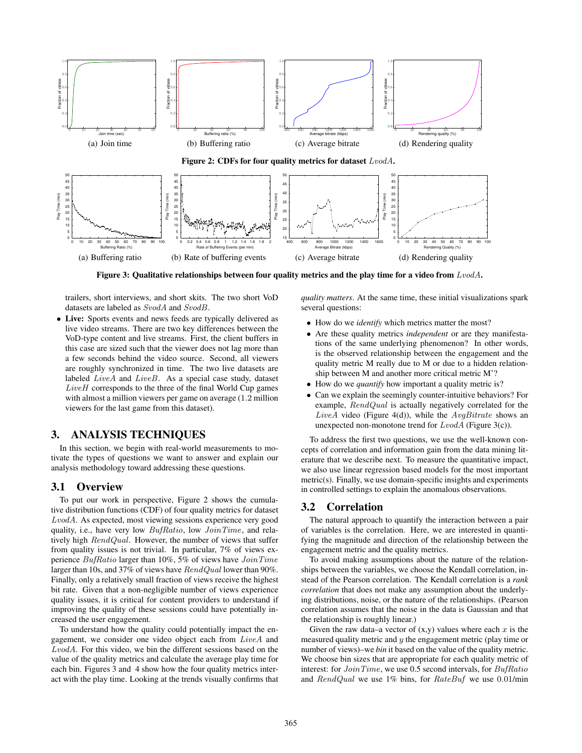1.0
0.8
0.6
0.4
0.2
0.0
Fraction of videos
0 10 20 30 40 50 60
Join time (sec)

(a) Join time

1.0
0.8
0.6
0.4
0.2
0.0
Fraction of videos
0 20 40 60 80 100
Buffering ratio (%)

(b) Buffering ratio

1.0
0.8
0.6
0.4
0.2
0.0
Fraction of videos
400 600 800 1000 1200 1400 1600
Average bitrate (kbps)

(c) Average bitrate

1.0
0.8
0.6
0.4
0.2
0.0
Fraction of videos
0 20 40 60 80 100
Rendering quality (%)

(d) Rendering quality

**Figure 2: CDFs for four quality metrics for dataset $LvodA$.**

50 45 40 35 30 25 20 15 10 5 0
Play Time (min)
0 10 20 30 40 50 60 70 80 90 100
Buffering Ratio (%)

(a) Buffering ratio

50 45 40 35 30 25 20 15 10 5 0
Play Time (min)
0 0.2 0.4 0.6 0.8 1 1.2 1.4 1.6 1.8 2
Rate of Buffering Events (per min)

(b) Rate of buffering events

50 45 40 35 30 25 20 15
Play Time (min)
400 600 800 1000 1200 1400 1600
Average Bitrate (kbps)

(c) Average bitrate

50 45 40 35 30 25 20 15 10 5 0
Play Time (min)
0 10 20 30 40 50 60 70 80 90 100
Rendering Quality (%)

(d) Rendering quality

**Figure 3: Qualitative relationships between four quality metrics and the play time for a video from $LvodA$.**

trailers, short interviews, and short skits. The two short VoD datasets are labeled as $SvodA$ and $SvodB$.

- **Live:** Sports events and news feeds are typically delivered as live video streams. There are two key differences between the VoD-type content and live streams. First, the client buffers in this case are sized such that the viewer does not lag more than a few seconds behind the video source. Second, all viewers are roughly synchronized in time. The two live datasets are labeled $LiveA$ and $LiveB$. As a special case study, dataset $LiveH$ corresponds to the three of the final World Cup games with almost a million viewers per game on average (1.2 million viewers for the last game from this dataset).

## 3. ANALYSIS TECHNIQUES

In this section, we begin with real-world measurements to motivate the types of questions we want to answer and explain our analysis methodology toward addressing these questions.

### 3.1 Overview

To put our work in perspective, Figure 2 shows the cumulative distribution functions (CDF) of four quality metrics for dataset $LvodA$. As expected, most viewing sessions experience very good quality, i.e., have very low $BufRatio$, low $JoinTime$, and relatively high $RendQual$. However, the number of views that suffer from quality issues is not trivial. In particular, 7% of views experience $BufRatio$ larger than 10%, 5% of views have $JoinTime$ larger than 10s, and 37% of views have $RendQual$ lower than 90%. Finally, only a relatively small fraction of views receive the highest bit rate. Given that a non-negligible number of views experience quality issues, it is critical for content providers to understand if improving the quality of these sessions could have potentially increased the user engagement.

To understand how the quality could potentially impact the engagement, we consider one video object each from $LiveA$ and $LvodA$. For this video, we bin the different sessions based on the value of the quality metrics and calculate the average play time for each bin. Figures 3 and 4 show how the four quality metrics interact with the play time. Looking at the trends visually confirms that *quality matters*. At the same time, these initial visualizations spark several questions:

- How do we *identify* which metrics matter the most?
- Are these quality metrics *independent* or are they manifestations of the same underlying phenomenon? In other words, is the observed relationship between the engagement and the quality metric M really due to M or due to a hidden relationship between M and another more critical metric M'?
- How do we *quantify* how important a quality metric is?
- Can we explain the seemingly counter-intuitive behaviors? For example, $RendQual$ is actually negatively correlated for the $LiveA$ video (Figure 4(d)), while the $AvgBitrate$ shows an unexpected non-monotone trend for $LvodA$ (Figure 3(c)).

To address the first two questions, we use the well-known concepts of correlation and information gain from the data mining literature that we describe next. To measure the quantitative impact, we also use linear regression based models for the most important metric(s). Finally, we use domain-specific insights and experiments in controlled settings to explain the anomalous observations.

### 3.2 Correlation

The natural approach to quantify the interaction between a pair of variables is the correlation. Here, we are interested in quantifying the magnitude and direction of the relationship between the engagement metric and the quality metrics.

To avoid making assumptions about the nature of the relationships between the variables, we choose the Kendall correlation, instead of the Pearson correlation. The Kendall correlation is a *rank correlation* that does not make any assumption about the underlying distributions, noise, or the nature of the relationships. (Pearson correlation assumes that the noise in the data is Gaussian and that the relationship is roughly linear.)

Given the raw data–a vector of (x,y) values where each $x$ is the measured quality metric and $y$ the engagement metric (play time or number of views)–we ***bin*** it based on the value of the quality metric. We choose bin sizes that are appropriate for each quality metric of interest: for $JoinTime$, we use 0.5 second intervals, for $BufRatio$ and $RendQual$ we use 1% bins, for $RateBuf$ we use 0.01/min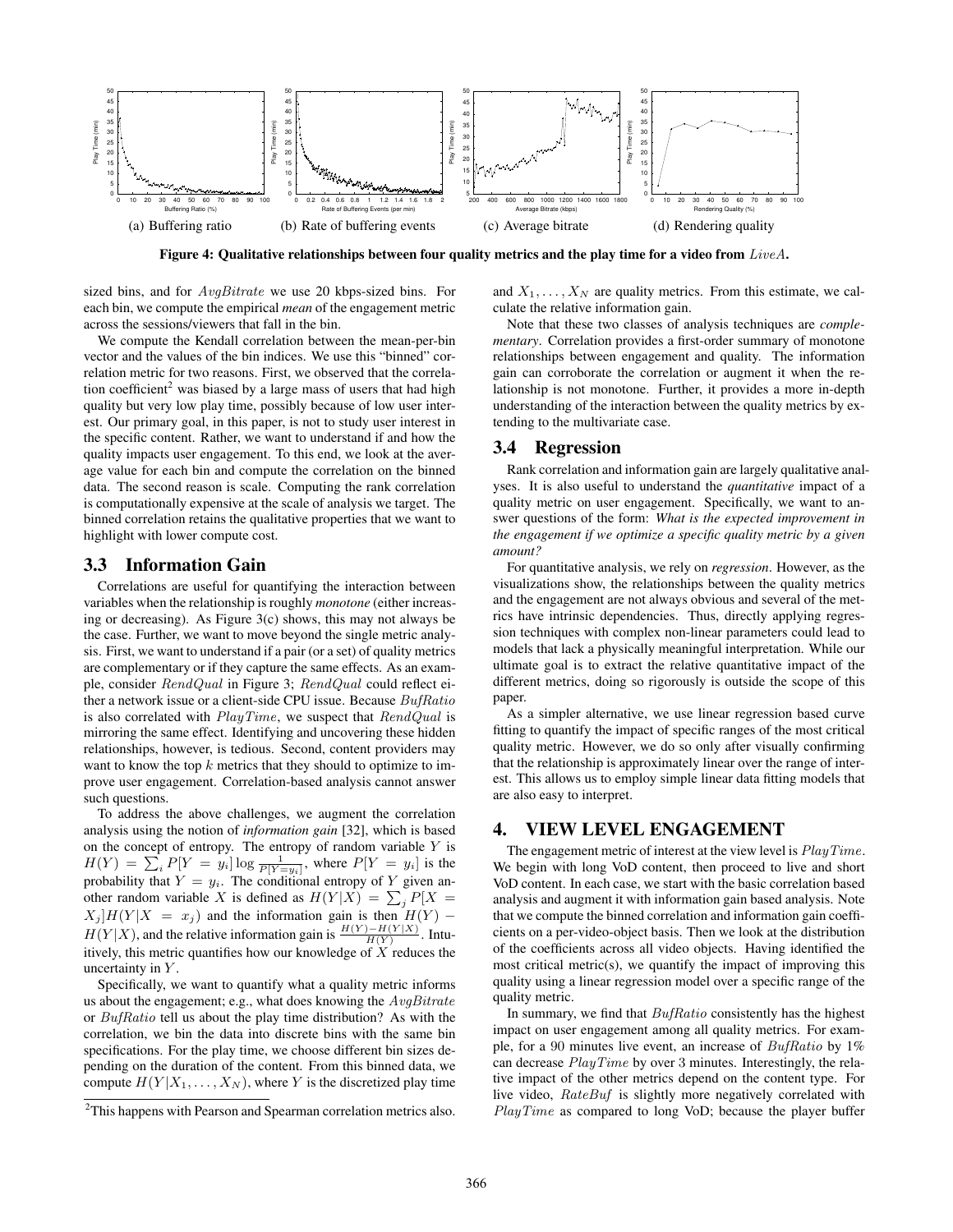50
45
40
35
30
25
20
15
10
5
0

Play Time (min)

0 10 20 30 40 50 60 70 80 90 100

Buffering Ratio (%)

(a) Buffering ratio

50
45
40
35
30
25
20
15
10
5
0

Play Time (min)

0 0.2 0.4 0.6 0.8 1 1.2 1.4 1.6 1.8 2

Rate of Buffering Events (per min)

(b) Rate of buffering events

50
45
40
35
30
25
20
15
10
5

Play Time (min)

200 400 600 800 1000 1200 1400 1600 1800

Average Bitrate (kbps)

(c) Average bitrate

50
45
40
35
30
25
20
15
10
5
0

Play Time (min)

0 10 20 30 40 50 60 70 80 90 100

Rendering Quality (%)

(d) Rendering quality

**Figure 4: Qualitative relationships between four quality metrics and the play time for a video from $LiveA$.**

sized bins, and for $AvgBitrate$ we use 20 kbps-sized bins. For each bin, we compute the empirical *mean* of the engagement metric across the sessions/viewers that fall in the bin.

We compute the Kendall correlation between the mean-per-bin vector and the values of the bin indices. We use this "binned" correlation metric for two reasons. First, we observed that the correlation coefficient[2] was biased by a large mass of users that had high quality but very low play time, possibly because of low user interest. Our primary goal, in this paper, is not to study user interest in the specific content. Rather, we want to understand if and how the quality impacts user engagement. To this end, we look at the average value for each bin and compute the correlation on the binned data. The second reason is scale. Computing the rank correlation is computationally expensive at the scale of analysis we target. The binned correlation retains the qualitative properties that we want to highlight with lower compute cost.

## 3.3 Information Gain

Correlations are useful for quantifying the interaction between variables when the relationship is roughly *monotone* (either increasing or decreasing). As Figure 3(c) shows, this may not always be the case. Further, we want to move beyond the single metric analysis. First, we want to understand if a pair (or a set) of quality metrics are complementary or if they capture the same effects. As an example, consider $RendQual$ in Figure 3; $RendQual$ could reflect either a network issue or a client-side CPU issue. Because $BufRatio$ is also correlated with $PlayTime$, we suspect that $RendQual$ is mirroring the same effect. Identifying and uncovering these hidden relationships, however, is tedious. Second, content providers may want to know the top $k$ metrics that they should to optimize to improve user engagement. Correlation-based analysis cannot answer such questions.

To address the above challenges, we augment the correlation analysis using the notion of *information gain* [32], which is based on the concept of entropy. The entropy of random variable $Y$ is $H(Y) = \sum_i P[Y = y_i] \log \frac{1}{P[Y=y_i]}$, where $P[Y = y_i]$ is the probability that $Y = y_i$. The conditional entropy of $Y$ given another random variable $X$ is defined as $H(Y|X) = \sum_j P[X = X_j] H(Y|X = x_j)$ and the information gain is then $H(Y) - H(Y|X)$, and the relative information gain is $\frac{H(Y)-H(Y|X)}{H(Y)}$. Intuitively, this metric quantifies how our knowledge of $X$ reduces the uncertainty in $Y$.

Specifically, we want to quantify what a quality metric informs us about the engagement; e.g., what does knowing the $AvgBitrate$ or $BufRatio$ tell us about the play time distribution? As with the correlation, we bin the data into discrete bins with the same bin specifications. For the play time, we choose different bin sizes depending on the duration of the content. From this binned data, we compute $H(Y|X_1, \ldots, X_N)$, where $Y$ is the discretized play time and $X_1, \ldots, X_N$ are quality metrics. From this estimate, we calculate the relative information gain.

Note that these two classes of analysis techniques are *complementary*. Correlation provides a first-order summary of monotone relationships between engagement and quality. The information gain can corroborate the correlation or augment it when the relationship is not monotone. Further, it provides a more in-depth understanding of the interaction between the quality metrics by extending to the multivariate case.

## 3.4 Regression

Rank correlation and information gain are largely qualitative analyses. It is also useful to understand the *quantitative* impact of a quality metric on user engagement. Specifically, we want to answer questions of the form: *What is the expected improvement in the engagement if we optimize a specific quality metric by a given amount?*

For quantitative analysis, we rely on *regression*. However, as the visualizations show, the relationships between the quality metrics and the engagement are not always obvious and several of the metrics have intrinsic dependencies. Thus, directly applying regression techniques with complex non-linear parameters could lead to models that lack a physically meaningful interpretation. While our ultimate goal is to extract the relative quantitative impact of the different metrics, doing so rigorously is outside the scope of this paper.

As a simpler alternative, we use linear regression based curve fitting to quantify the impact of specific ranges of the most critical quality metric. However, we do so only after visually confirming that the relationship is approximately linear over the range of interest. This allows us to employ simple linear data fitting models that are also easy to interpret.

# 4. VIEW LEVEL ENGAGEMENT

The engagement metric of interest at the view level is $PlayTime$. We begin with long VoD content, then proceed to live and short VoD content. In each case, we start with the basic correlation based analysis and augment it with information gain based analysis. Note that we compute the binned correlation and information gain coefficients on a per-video-object basis. Then we look at the distribution of the coefficients across all video objects. Having identified the most critical metric(s), we quantify the impact of improving this quality using a linear regression model over a specific range of the quality metric.

In summary, we find that $BufRatio$ consistently has the highest impact on user engagement among all quality metrics. For example, for a 90 minutes live event, an increase of $BufRatio$ by 1% can decrease $PlayTime$ by over 3 minutes. Interestingly, the relative impact of the other metrics depend on the content type. For live video, $RateBuf$ is slightly more negatively correlated with $PlayTime$ as compared to long VoD; because the player buffer

[2] This happens with Pearson and Spearman correlation metrics also.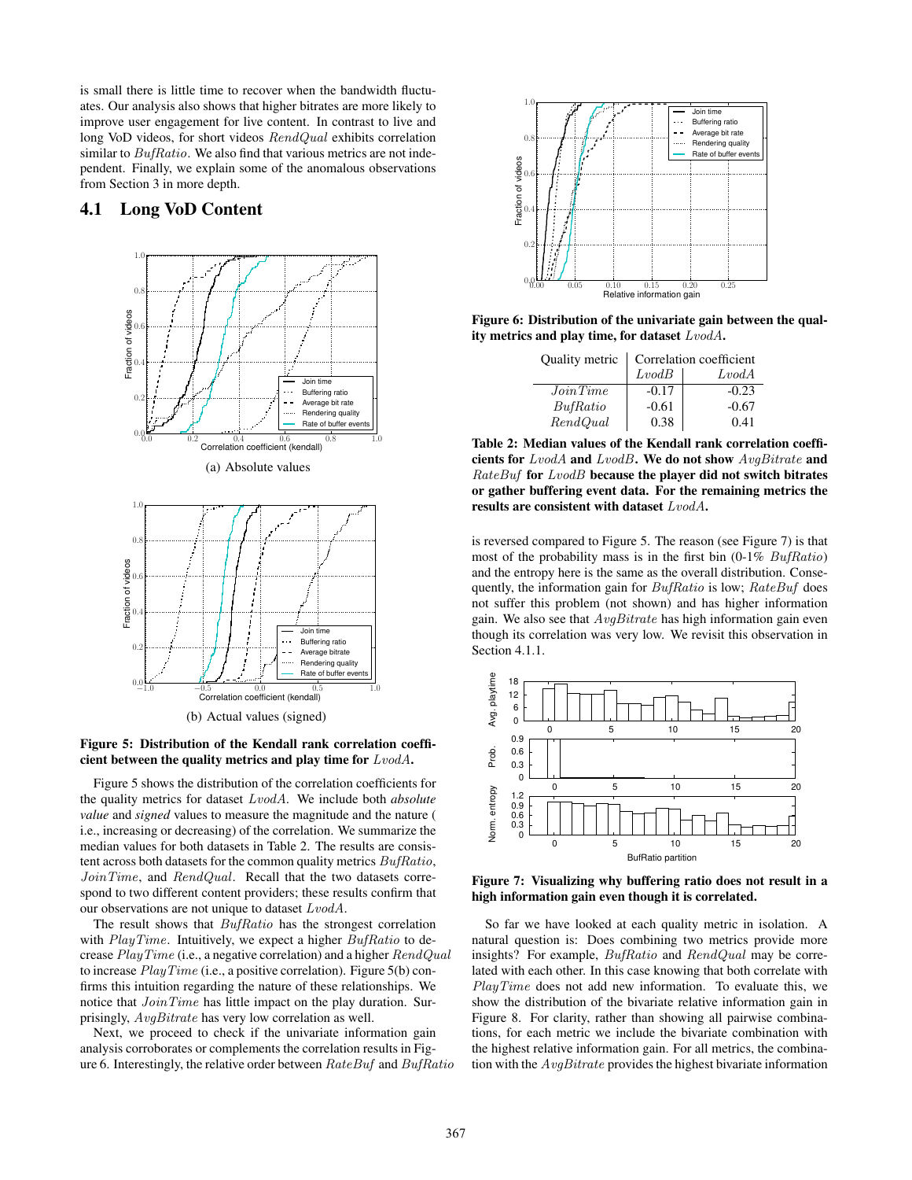is small there is little time to recover when the bandwidth fluctuates. Our analysis also shows that higher bitrates are more likely to improve user engagement for live content. In contrast to live and long VoD videos, for short videos $RendQual$ exhibits correlation similar to $BufRatio$. We also find that various metrics are not independent. Finally, we explain some of the anomalous observations from Section 3 in more depth.

## 4.1 Long VoD Content

Fraction of videos
Correlation coefficient (kendall)
Join time
Buffering ratio
Average bit rate
Rendering quality
Rate of buffer events

(a) Absolute values

Fraction of videos
Correlation coefficient (kendall)
Join time
Buffering ratio
Average bitrate
Rendering quality
Rate of buffer events

(b) Actual values (signed)

**Figure 5: Distribution of the Kendall rank correlation coefficient between the quality metrics and play time for dataset $LvodA$.**

Figure 5 shows the distribution of the correlation coefficients for the quality metrics for dataset $LvodA$. We include both *absolute value* and *signed* values to measure the magnitude and the nature ( i.e., increasing or decreasing) of the correlation. We summarize the median values for both datasets in Table 2. The results are consistent across both datasets for the common quality metrics $BufRatio$, $JoinTime$, and $RendQual$. Recall that the two datasets correspond to two different content providers; these results confirm that our observations are not unique to dataset $LvodA$.

The result shows that $BufRatio$ has the strongest correlation with $PlayTime$. Intuitively, we expect a higher $BufRatio$ to decrease $PlayTime$ (i.e., a negative correlation) and a higher $RendQual$ to increase $PlayTime$ (i.e., a positive correlation). Figure 5(b) confirms this intuition regarding the nature of these relationships. We notice that $JoinTime$ has little impact on the play duration. Surprisingly, $AvgBitrate$ has very low correlation as well.

Next, we proceed to check if the univariate information gain analysis corroborates or complements the correlation results in Figure 6. Interestingly, the relative order between $RateBuf$ and $BufRatio$ is reversed compared to Figure 5. The reason (see Figure 7) is that most of the probability mass is in the first bin (0-1% $BufRatio$) and the entropy here is the same as the overall distribution. Consequently, the information gain for $BufRatio$ is low; $RateBuf$ does not suffer this problem (not shown) and has higher information gain. We also see that $AvgBitrate$ has high information gain even though its correlation was very low. We revisit this observation in Section 4.1.1.

Fraction of videos
Relative information gain
Join time
Buffering ratio
Average bit rate
Rendering quality
Rate of buffer events

**Figure 6: Distribution of the univariate gain between the quality metrics and play time, for dataset $LvodA$.**

| Quality metric | Correlation coefficient | |
|---|---|---|
| | $LvodB$ | $LvodA$ |
| $JoinTime$ | -0.17 | -0.23 |
| $BufRatio$ | -0.61 | -0.67 |
| $RendQual$ | 0.38 | 0.41 |

**Table 2: Median values of the Kendall rank correlation coefficients for $LvodA$ and $LvodB$. We do not show $AvgBitrate$ and $RateBuf$ for $LvodB$ because the player did not switch bitrates or gather buffering event data. For the remaining metrics the results are consistent with dataset $LvodA$.**

Avg. playtime
Prob.
Norm. entropy
BufRatio partition

**Figure 7: Visualizing why buffering ratio does not result in a high information gain even though it is correlated.**

So far we have looked at each quality metric in isolation. A natural question is: Does combining two metrics provide more insights? For example, $BufRatio$ and $RendQual$ may be correlated with each other. In this case knowing that both correlate with $PlayTime$ does not add new information. To evaluate this, we show the distribution of the bivariate relative information gain in Figure 8. For clarity, rather than showing all pairwise combinations, for each metric we include the bivariate combination with the highest relative information gain. For all metrics, the combination with the $AvgBitrate$ provides the highest bivariate information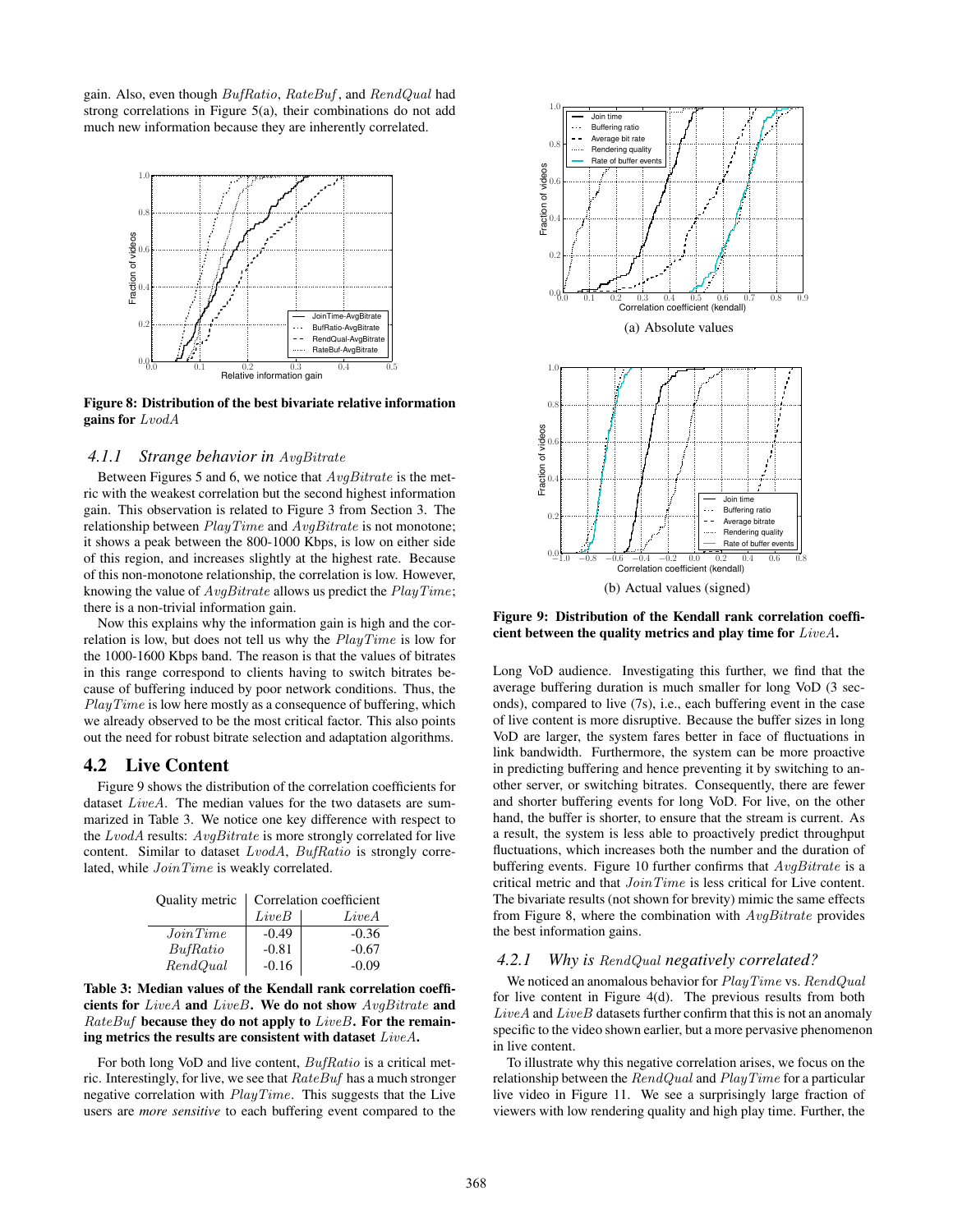gain. Also, even though $BufRatio$, $RateBuf$, and $RendQual$ had strong correlations in Figure 5(a), their combinations do not add much new information because they are inherently correlated.

Fraction of videos
Relative information gain
JoinTime-AvgBitrate
BufRatio-AvgBitrate
RendQual-AvgBitrate
RateBuf-AvgBitrate

**Figure 8: Distribution of the best bivariate relative information gains for $LvodA$**

### 4.1.1 Strange behavior in $AvgBitrate$

Between Figures 5 and 6, we notice that $AvgBitrate$ is the metric with the weakest correlation but the second highest information gain. This observation is related to Figure 3 from Section 3. The relationship between $PlayTime$ and $AvgBitrate$ is not monotone; it shows a peak between the 800-1000 Kbps, is low on either side of this region, and increases slightly at the highest rate. Because of this non-monotone relationship, the correlation is low. However, knowing the value of $AvgBitrate$ allows us predict the $PlayTime$; there is a non-trivial information gain.

Now this explains why the information gain is high and the correlation is low, but does not tell us why the $PlayTime$ is low for the 1000-1600 Kbps band. The reason is that the values of bitrates in this range correspond to clients having to switch bitrates because of buffering induced by poor network conditions. Thus, the $PlayTime$ is low here mostly as a consequence of buffering, which we already observed to be the most critical factor. This also points out the need for robust bitrate selection and adaptation algorithms.

## 4.2 Live Content

Figure 9 shows the distribution of the correlation coefficients for dataset $LiveA$. The median values for the two datasets are summarized in Table 3. We notice one key difference with respect to the $LvodA$ results: $AvgBitrate$ is more strongly correlated for live content. Similar to dataset $LvodA$, $BufRatio$ is strongly correlated, while $JoinTime$ is weakly correlated.

| Quality metric | Correlation coefficient | |
|---|---|---|
| | $LiveB$ | $LiveA$ |
| $JoinTime$ | -0.49 | -0.36 |
| $BufRatio$ | -0.81 | -0.67 |
| $RendQual$ | -0.16 | -0.09 |

**Table 3: Median values of the Kendall rank correlation coefficients for $LiveA$ and $LiveB$. We do not show $AvgBitrate$ and $RateBuf$ because they do not apply to $LiveB$. For the remaining metrics the results are consistent with dataset $LiveA$.**

For both long VoD and live content, $BufRatio$ is a critical metric. Interestingly, for live, we see that $RateBuf$ has a much stronger negative correlation with $PlayTime$. This suggests that the Live users are *more sensitive* to each buffering event compared to the

Fraction of videos
Correlation coefficient (kendall)
Join time
Buffering ratio
Average bit rate
Rendering quality
Rate of buffer events

(a) Absolute values

Fraction of videos
Correlation coefficient (kendall)
Join time
Buffering ratio
Average bitrate
Rendering quality
Rate of buffer events

(b) Actual values (signed)

**Figure 9: Distribution of the Kendall rank correlation coefficient between the quality metrics and play time for $LiveA$.**

Long VoD audience. Investigating this further, we find that the average buffering duration is much smaller for long VoD (3 seconds), compared to live (7s), i.e., each buffering event in the case of live content is more disruptive. Because the buffer sizes in long VoD are larger, the system fares better in face of fluctuations in link bandwidth. Furthermore, the system can be more proactive in predicting buffering and hence preventing it by switching to another server, or switching bitrates. Consequently, there are fewer and shorter buffering events for long VoD. For live, on the other hand, the buffer is shorter, to ensure that the stream is current. As a result, the system is less able to proactively predict throughput fluctuations, which increases both the number and the duration of buffering events. Figure 10 further confirms that $AvgBitrate$ is a critical metric and that $JoinTime$ is less critical for Live content. The bivariate results (not shown for brevity) mimic the same effects from Figure 8, where the combination with $AvgBitrate$ provides the best information gains.

### 4.2.1 Why is $RendQual$ negatively correlated?

We noticed an anomalous behavior for $PlayTime$ vs. $RendQual$ for live content in Figure 4(d). The previous results from both $LiveA$ and $LiveB$ datasets further confirm that this is not an anomaly specific to the video shown earlier, but a more pervasive phenomenon in live content.

To illustrate why this negative correlation arises, we focus on the relationship between the $RendQual$ and $PlayTime$ for a particular live video in Figure 11. We see a surprisingly large fraction of viewers with low rendering quality and high play time. Further, the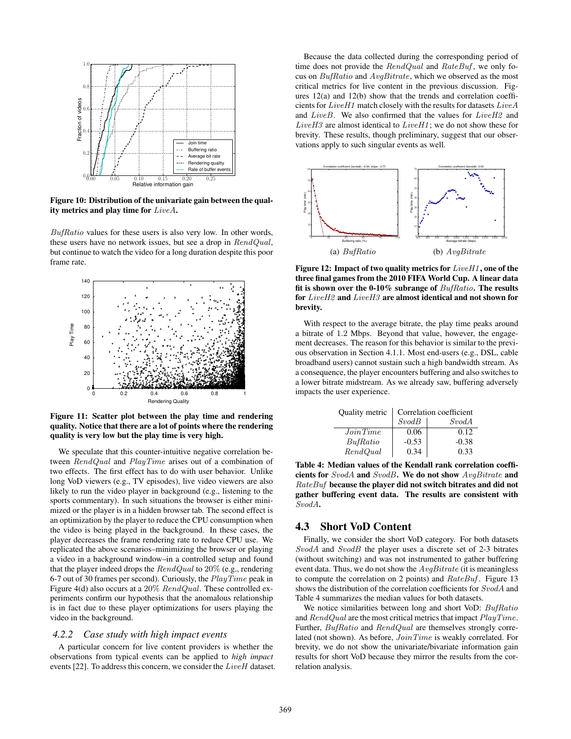1.0
0.8
0.6
0.4
0.2
0.0
Fraction of videos
0.00 0.05 0.10 0.15 0.20 0.25
Relative information gain
Join time
Buffering ratio
Average bit rate
Rendering quality
Rate of buffer events

**Figure 10: Distribution of the univariate gain between the quality metrics and play time for $LiveA$.**

$BufRatio$ values for these users is also very low. In other words, these users have no network issues, but see a drop in $RendQual$, but continue to watch the video for a long duration despite this poor frame rate.

140
120
100
80
60
40
20
0
Play Time
0 0.2 0.4 0.6 0.8 1
Rendering Quality

**Figure 11: Scatter plot between the play time and rendering quality. Notice that there are a lot of points where the rendering quality is very low but the play time is very high.**

We speculate that this counter-intuitive negative correlation between $RendQual$ and $PlayTime$ arises out of a combination of two effects. The first effect has to do with user behavior. Unlike long VoD viewers (e.g., TV episodes), live video viewers are also likely to run the video player in background (e.g., listening to the sports commentary). In such situations the browser is either minimized or the player is in a hidden browser tab. The second effect is an optimization by the player to reduce the CPU consumption when the video is being played in the background. In these cases, the player decreases the frame rendering rate to reduce CPU use. We replicated the above scenarios–minimizing the browser or playing a video in a background window–in a controlled setup and found that the player indeed drops the $RendQual$ to 20% (e.g., rendering 6-7 out of 30 frames per second). Curiously, the $PlayTime$ peak in Figure 4(d) also occurs at a 20% $RendQual$. These controlled experiments confirm our hypothesis that the anomalous relationship is in fact due to these player optimizations for users playing the video in the background.

### 4.2.2 Case study with high impact events

A particular concern for live content providers is whether the observations from typical events can be applied to *high impact* events [22]. To address this concern, we consider the $LiveH$ dataset.

Because the data collected during the corresponding period of time does not provide the $RendQual$ and $RateBuf$, we only focus on $BufRatio$ and $AvgBitrate$, which we observed as the most critical metrics for live content in the previous discussion. Figures 12(a) and 12(b) show that the trends and correlation coefficients for $LiveH1$ match closely with the results for datasets $LiveA$ and $LiveB$. We also confirmed that the values for $LiveH2$ and $LiveH3$ are almost identical to $LiveH1$; we do not show these for brevity. These results, though preliminary, suggest that our observations apply to such singular events as well.

Correlation coefficient (kendall): -0.94, slope: -3.77
Play time (min)
Buffering ratio (%)

(a) $BufRatio$

Correlation coefficient (kendall): 0.52
Play time (min)
Average bitrate (kbps)

(b) $AvgBitrate$

**Figure 12: Impact of two quality metrics for $LiveH1$, one of the three final games from the 2010 FIFA World Cup. A linear data fit is shown over the 0-10% subrange of $BufRatio$. The results for $LiveH2$ and $LiveH3$ are almost identical and not shown for brevity.**

With respect to the average bitrate, the play time peaks around a bitrate of 1.2 Mbps. Beyond that value, however, the engagement decreases. The reason for this behavior is similar to the previous observation in Section 4.1.1. Most end-users (e.g., DSL, cable broadband users) cannot sustain such a high bandwidth stream. As a consequence, the player encounters buffering and also switches to a lower bitrate midstream. As we already saw, buffering adversely impacts the user experience.

| Quality metric | Correlation coefficient | |
|---|---|---|
| | $SvodB$ | $SvodA$ |
| $JoinTime$ | 0.06 | 0.12 |
| $BufRatio$ | -0.53 | -0.38 |
| $RendQual$ | 0.34 | 0.33 |

**Table 4: Median values of the Kendall rank correlation coefficients for $SvodA$ and $SvodB$. We do not show $AvgBitrate$ and $RateBuf$ because the player did not switch bitrates and did not gather buffering event data. The results are consistent with $SvodA$.**

## 4.3 Short VoD Content

Finally, we consider the short VoD category. For both datasets $SvodA$ and $SvodB$ the player uses a discrete set of 2-3 bitrates (without switching) and was not instrumented to gather buffering event data. Thus, we do not show the $AvgBitrate$ (it is meaningless to compute the correlation on 2 points) and $RateBuf$. Figure 13 shows the distribution of the correlation coefficients for $SvodA$ and Table 4 summarizes the median values for both datasets.

We notice similarities between long and short VoD: $BufRatio$ and $RendQual$ are the most critical metrics that impact $PlayTime$. Further, $BufRatio$ and $RendQual$ are themselves strongly correlated (not shown). As before, $JoinTime$ is weakly correlated. For brevity, we do not show the univariate/bivariate information gain results for short VoD because they mirror the results from the correlation analysis.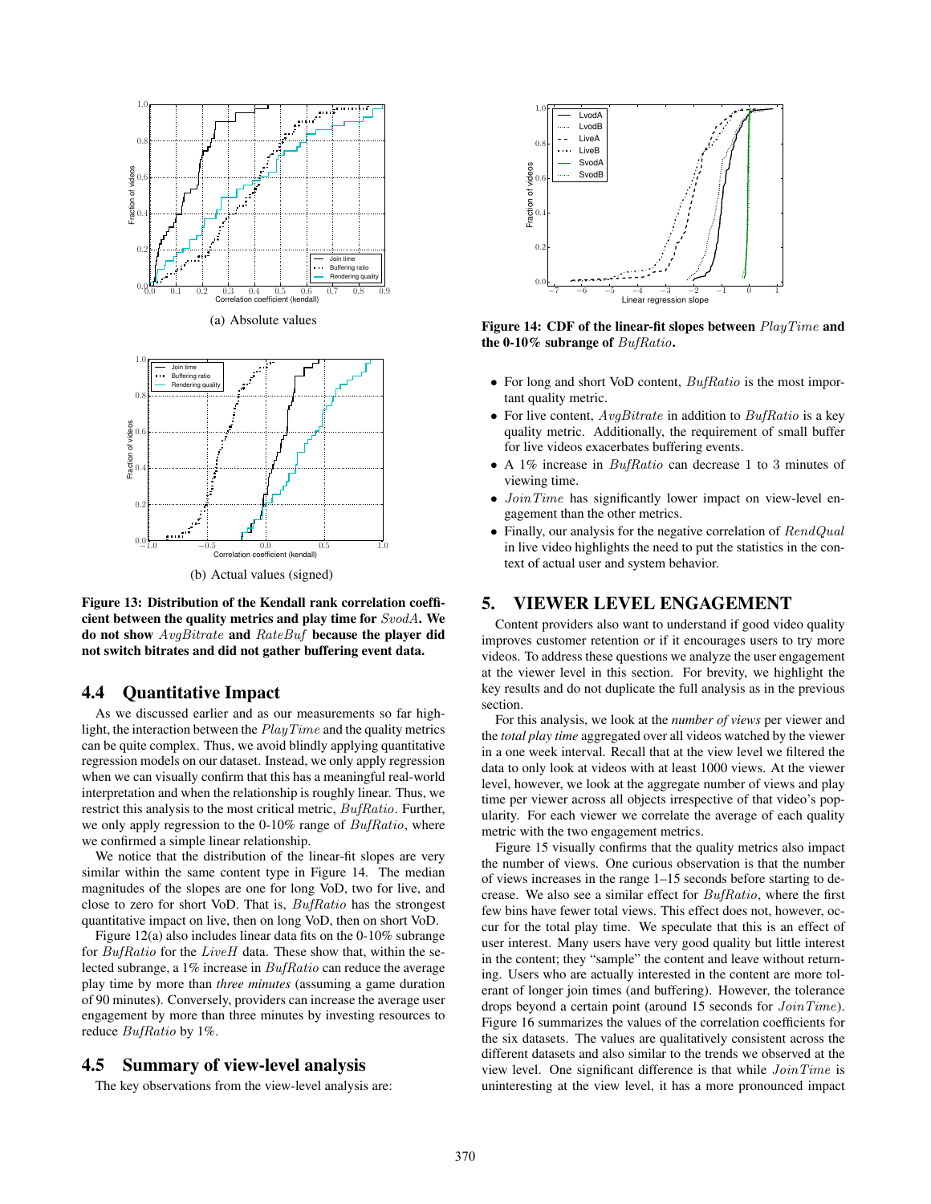1.0
0.8
0.6
0.4
0.2
0.0
Fraction of videos
0.0 0.1 0.2 0.3 0.4 0.5 0.6 0.7 0.8 0.9
Correlation coefficient (kendall)
Join time
Buffering ratio
Rendering quality

(a) Absolute values

1.0
0.8
0.6
0.4
0.2
0.0
Fraction of videos
−1.0 −0.5 0.0 0.5 1.0
Correlation coefficient (kendall)
Join time
Buffering ratio
Rendering quality

(b) Actual values (signed)

**Figure 13: Distribution of the Kendall rank correlation coefficient between the quality metrics and play time for $SvodA$. We do not show $AvgBitrate$ and $RateBuf$ because the player did not switch bitrates and did not gather buffering event data.**

## 4.4 Quantitative Impact

As we discussed earlier and as our measurements so far highlight, the interaction between the $PlayTime$ and the quality metrics can be quite complex. Thus, we avoid blindly applying quantitative regression models on our dataset. Instead, we only apply regression when we can visually confirm that this has a meaningful real-world interpretation and when the relationship is roughly linear. Thus, we restrict this analysis to the most critical metric, $BufRatio$. Further, we only apply regression to the 0-10% range of $BufRatio$, where we confirmed a simple linear relationship.

We notice that the distribution of the linear-fit slopes are very similar within the same content type in Figure 14. The median magnitudes of the slopes are one for long VoD, two for live, and close to zero for short VoD. That is, $BufRatio$ has the strongest quantitative impact on live, then on long VoD, then on short VoD.

Figure 12(a) also includes linear data fits on the 0-10% subrange for $BufRatio$ for the $LiveH$ data. These show that, within the selected subrange, a 1% increase in $BufRatio$ can reduce the average play time by more than *three minutes* (assuming a game duration of 90 minutes). Conversely, providers can increase the average user engagement by more than three minutes by investing resources to reduce $BufRatio$ by 1%.

## 4.5 Summary of view-level analysis

The key observations from the view-level analysis are:

1.0
0.8
0.6
0.4
0.2
0.0
Fraction of videos
−7 −6 −5 −4 −3 −2 −1 0 1
Linear regression slope
LvodA
LvodB
LiveA
LiveB
SvodA
SvodB

**Figure 14: CDF of the linear-fit slopes between $PlayTime$ and the 0-10% subrange of $BufRatio$.**

- For long and short VoD content, $BufRatio$ is the most important quality metric.
- For live content, $AvgBitrate$ in addition to $BufRatio$ is a key quality metric. Additionally, the requirement of small buffer for live videos exacerbates buffering events.
- A 1% increase in $BufRatio$ can decrease 1 to 3 minutes of viewing time.
- $JoinTime$ has significantly lower impact on view-level engagement than the other metrics.
- Finally, our analysis for the negative correlation of $RendQual$ in live video highlights the need to put the statistics in the context of actual user and system behavior.

# 5. VIEWER LEVEL ENGAGEMENT

Content providers also want to understand if good video quality improves customer retention or if it encourages users to try more videos. To address these questions we analyze the user engagement at the viewer level in this section. For brevity, we highlight the key results and do not duplicate the full analysis as in the previous section.

For this analysis, we look at the *number of views* per viewer and the *total play time* aggregated over all videos watched by the viewer in a one week interval. Recall that at the view level we filtered the data to only look at videos with at least 1000 views. At the viewer level, however, we look at the aggregate number of views and play time per viewer across all objects irrespective of that video's popularity. For each viewer we correlate the average of each quality metric with the two engagement metrics.

Figure 15 visually confirms that the quality metrics also impact the number of views. One curious observation is that the number of views increases in the range 1–15 seconds before starting to decrease. We also see a similar effect for $BufRatio$, where the first few bins have fewer total views. This effect does not, however, occur for the total play time. We speculate that this is an effect of user interest. Many users have very good quality but little interest in the content; they "sample" the content and leave without returning. Users who are actually interested in the content are more tolerant of longer join times (and buffering). However, the tolerance drops beyond a certain point (around 15 seconds for $JoinTime$). Figure 16 summarizes the values of the correlation coefficients for the six datasets. The values are qualitatively consistent across the different datasets and also similar to the trends we observed at the view level. One significant difference is that while $JoinTime$ is uninteresting at the view level, it has a more pronounced impact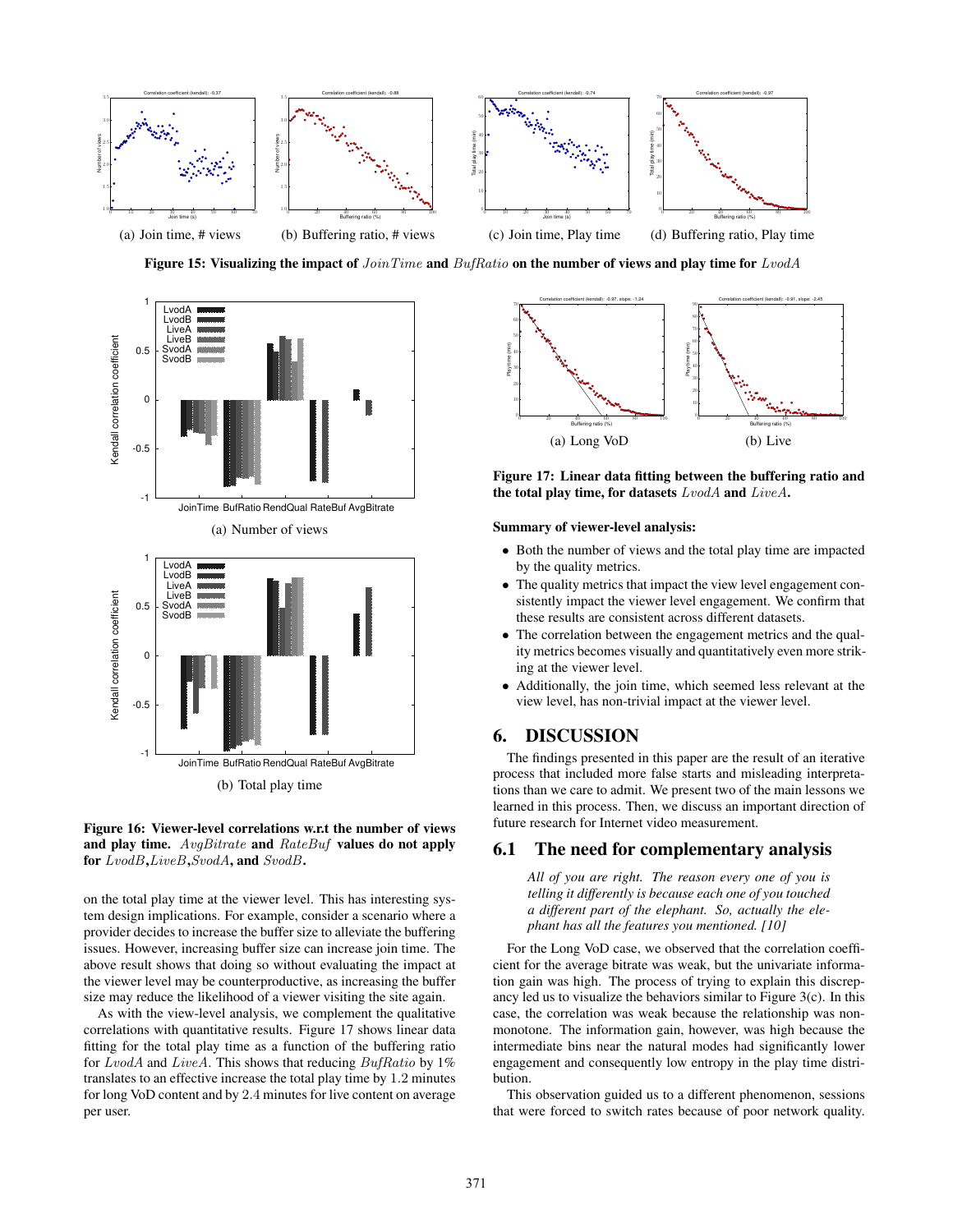Correlation coefficient (kendall): -0.37

Number of views

Join time (s)

(a) Join time, # views

Correlation coefficient (kendall): -0.88

Number of views

Buffering ratio (%)

(b) Buffering ratio, # views

Correlation coefficient (kendall): -0.74

Total play time (min)

Join time (s)

(c) Join time, Play time

Correlation coefficient (kendall): -0.97

Total play time (min)

Buffering ratio (%)

(d) Buffering ratio, Play time

**Figure 15: Visualizing the impact of $JoinTime$ and $BufRatio$ on the number of views and play time for $LvodA$**

LvodA
LvodB
LiveA
LiveB
SvodA
SvodB

Kendall correlation coefficient

JoinTime BufRatio RendQual RateBuf AvgBitrate

(a) Number of views

LvodA
LvodB
LiveA
LiveB
SvodA
SvodB

Kendall correlation coefficient

JoinTime BufRatio RendQual RateBuf AvgBitrate

(b) Total play time

**Figure 16: Viewer-level correlations w.r.t the number of views and play time. $AvgBitrate$ and $RateBuf$ values do not apply for $LvodB$, $LiveB$, $SvodA$, and $SvodB$.**

on the total play time at the viewer level. This has interesting system design implications. For example, consider a scenario where a provider decides to increase the buffer size to alleviate the buffering issues. However, increasing buffer size can increase join time. The above result shows that doing so without evaluating the impact at the viewer level may be counterproductive, as increasing the buffer size may reduce the likelihood of a viewer visiting the site again.

As with the view-level analysis, we complement the qualitative correlations with quantitative results. Figure 17 shows linear data fitting for the total play time as a function of the buffering ratio for $LvodA$ and $LiveA$. This shows that reducing $BufRatio$ by 1% translates to an effective increase the total play time by 1.2 minutes for long VoD content and by 2.4 minutes for live content on average per user.

Correlation coefficient (kendall): -0.97, slope: -1.24

Play time (min)

Buffering ratio (%)

(a) Long VoD

Correlation coefficient (kendall): -0.91, slope: -2.45

Play time (min)

Buffering ratio (%)

(b) Live

**Figure 17: Linear data fitting between the buffering ratio and the total play time, for datasets $LvodA$ and $LiveA$.**

**Summary of viewer-level analysis:**

- Both the number of views and the total play time are impacted by the quality metrics.
- The quality metrics that impact the view level engagement consistently impact the viewer level engagement. We confirm that these results are consistent across different datasets.
- The correlation between the engagement metrics and the quality metrics becomes visually and quantitatively even more striking at the viewer level.
- Additionally, the join time, which seemed less relevant at the view level, has non-trivial impact at the viewer level.

# 6. DISCUSSION

The findings presented in this paper are the result of an iterative process that included more false starts and misleading interpretations than we care to admit. We present two of the main lessons we learned in this process. Then, we discuss an important direction of future research for Internet video measurement.

## 6.1 The need for complementary analysis

*All of you are right. The reason every one of you is telling it differently is because each one of you touched a different part of the elephant. So, actually the elephant has all the features you mentioned. [10]*

For the Long VoD case, we observed that the correlation coefficient for the average bitrate was weak, but the univariate information gain was high. The process of trying to explain this discrepancy led us to visualize the behaviors similar to Figure 3(c). In this case, the correlation was weak because the relationship was non-monotone. The information gain, however, was high because the intermediate bins near the natural modes had significantly lower engagement and consequently low entropy in the play time distribution.

This observation guided us to a different phenomenon, sessions that were forced to switch rates because of poor network quality.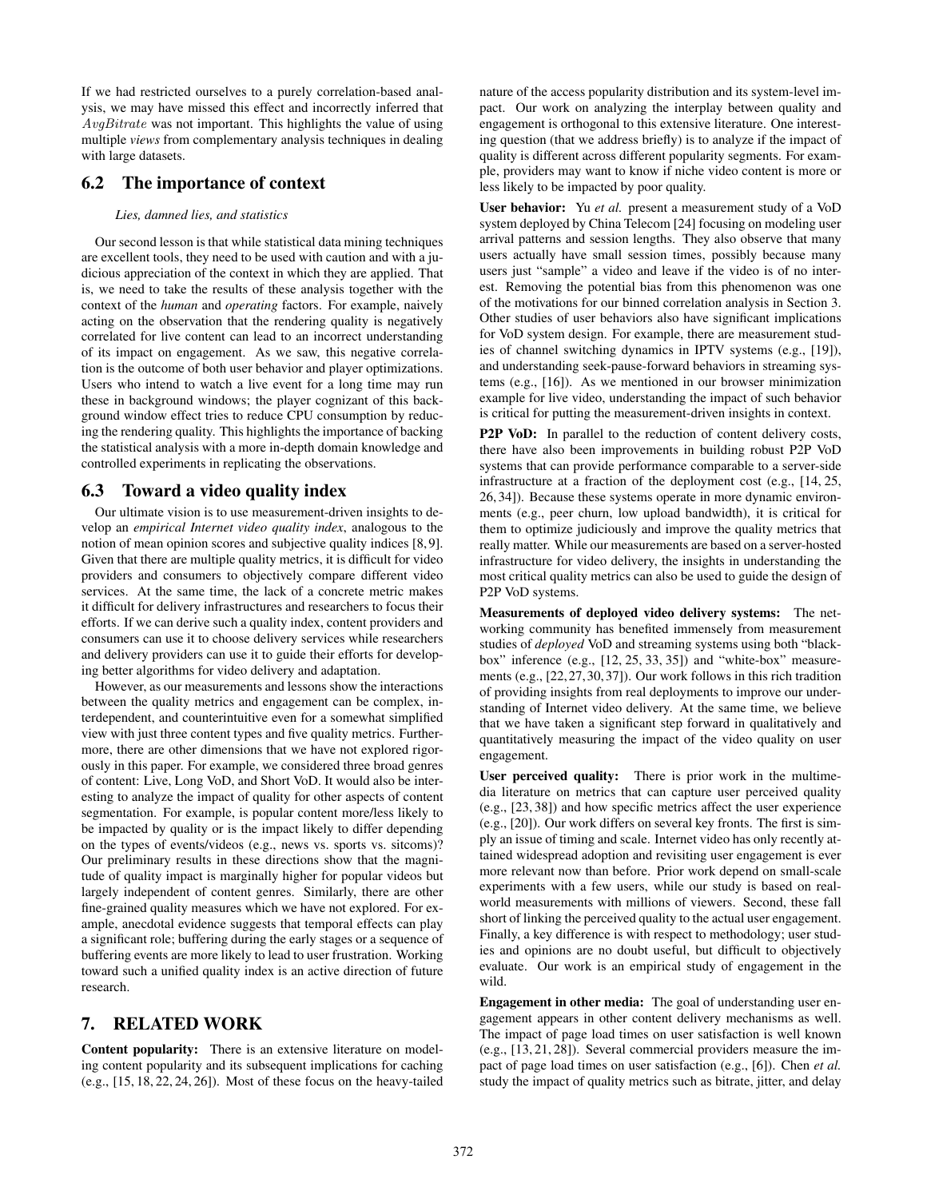If we had restricted ourselves to a purely correlation-based analysis, we may have missed this effect and incorrectly inferred that $AvgBitrate$ was not important. This highlights the value of using multiple *views* from complementary analysis techniques in dealing with large datasets.

## 6.2 The importance of context

*Lies, damned lies, and statistics*

Our second lesson is that while statistical data mining techniques are excellent tools, they need to be used with caution and with a judicious appreciation of the context in which they are applied. That is, we need to take the results of these analysis together with the context of the *human* and *operating* factors. For example, naively acting on the observation that the rendering quality is negatively correlated for live content can lead to an incorrect understanding of its impact on engagement. As we saw, this negative correlation is the outcome of both user behavior and player optimizations. Users who intend to watch a live event for a long time may run these in background windows; the player cognizant of this background window effect tries to reduce CPU consumption by reducing the rendering quality. This highlights the importance of backing the statistical analysis with a more in-depth domain knowledge and controlled experiments in replicating the observations.

## 6.3 Toward a video quality index

Our ultimate vision is to use measurement-driven insights to develop an *empirical Internet video quality index*, analogous to the notion of mean opinion scores and subjective quality indices [8, 9]. Given that there are multiple quality metrics, it is difficult for video providers and consumers to objectively compare different video services. At the same time, the lack of a concrete metric makes it difficult for delivery infrastructures and researchers to focus their efforts. If we can derive such a quality index, content providers and consumers can use it to choose delivery services while researchers and delivery providers can use it to guide their efforts for developing better algorithms for video delivery and adaptation.

However, as our measurements and lessons show the interactions between the quality metrics and engagement can be complex, interdependent, and counterintuitive even for a somewhat simplified view with just three content types and five quality metrics. Furthermore, there are other dimensions that we have not explored rigorously in this paper. For example, we considered three broad genres of content: Live, Long VoD, and Short VoD. It would also be interesting to analyze the impact of quality for other aspects of content segmentation. For example, is popular content more/less likely to be impacted by quality or is the impact likely to differ depending on the types of events/videos (e.g., news vs. sports vs. sitcoms)? Our preliminary results in these directions show that the magnitude of quality impact is marginally higher for popular videos but largely independent of content genres. Similarly, there are other fine-grained quality measures which we have not explored. For example, anecdotal evidence suggests that temporal effects can play a significant role; buffering during the early stages or a sequence of buffering events are more likely to lead to user frustration. Working toward such a unified quality index is an active direction of future research.

# 7. RELATED WORK

**Content popularity:** There is an extensive literature on modeling content popularity and its subsequent implications for caching (e.g., [15, 18, 22, 24, 26]). Most of these focus on the heavy-tailed nature of the access popularity distribution and its system-level impact. Our work on analyzing the interplay between quality and engagement is orthogonal to this extensive literature. One interesting question (that we address briefly) is to analyze if the impact of quality is different across different popularity segments. For example, providers may want to know if niche video content is more or less likely to be impacted by poor quality.

**User behavior:** Yu *et al.* present a measurement study of a VoD system deployed by China Telecom [24] focusing on modeling user arrival patterns and session lengths. They also observe that many users actually have small session times, possibly because many users just "sample" a video and leave if the video is of no interest. Removing the potential bias from this phenomenon was one of the motivations for our binned correlation analysis in Section 3. Other studies of user behaviors also have significant implications for VoD system design. For example, there are measurement studies of channel switching dynamics in IPTV systems (e.g., [19]), and understanding seek-pause-forward behaviors in streaming systems (e.g., [16]). As we mentioned in our browser minimization example for live video, understanding the impact of such behavior is critical for putting the measurement-driven insights in context.

**P2P VoD:** In parallel to the reduction of content delivery costs, there have also been improvements in building robust P2P VoD systems that can provide performance comparable to a server-side infrastructure at a fraction of the deployment cost (e.g., [14, 25, 26, 34]). Because these systems operate in more dynamic environments (e.g., peer churn, low upload bandwidth), it is critical for them to optimize judiciously and improve the quality metrics that really matter. While our measurements are based on a server-hosted infrastructure for video delivery, the insights in understanding the most critical quality metrics can also be used to guide the design of P2P VoD systems.

**Measurements of deployed video delivery systems:** The networking community has benefited immensely from measurement studies of *deployed* VoD and streaming systems using both "black-box" inference (e.g., [12, 25, 33, 35]) and "white-box" measurements (e.g., [22, 27, 30, 37]). Our work follows in this rich tradition of providing insights from real deployments to improve our understanding of Internet video delivery. At the same time, we believe that we have taken a significant step forward in qualitatively and quantitatively measuring the impact of the video quality on user engagement.

**User perceived quality:** There is prior work in the multimedia literature on metrics that can capture user perceived quality (e.g., [23, 38]) and how specific metrics affect the user experience (e.g., [20]). Our work differs on several key fronts. The first is simply an issue of timing and scale. Internet video has only recently attained widespread adoption and revisiting user engagement is ever more relevant now than before. Prior work depend on small-scale experiments with a few users, while our study is based on real-world measurements with millions of viewers. Second, these fall short of linking the perceived quality to the actual user engagement. Finally, a key difference is with respect to methodology; user studies and opinions are no doubt useful, but difficult to objectively evaluate. Our work is an empirical study of engagement in the wild.

**Engagement in other media:** The goal of understanding user engagement appears in other content delivery mechanisms as well. The impact of page load times on user satisfaction is well known (e.g., [13, 21, 28]). Several commercial providers measure the impact of page load times on user satisfaction (e.g., [6]). Chen *et al.* study the impact of quality metrics such as bitrate, jitter, and delay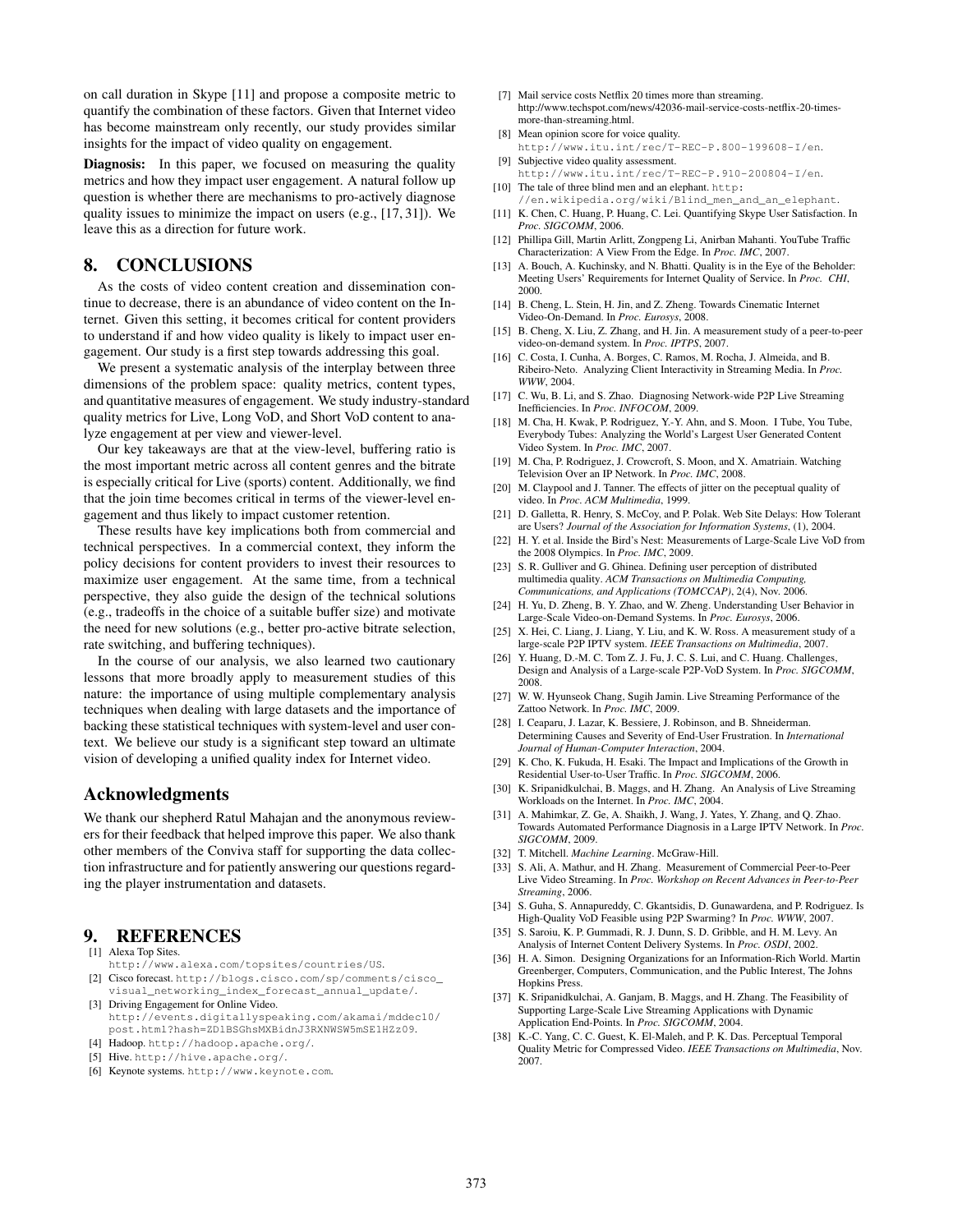on call duration in Skype [11] and propose a composite metric to quantify the combination of these factors. Given that Internet video has become mainstream only recently, our study provides similar insights for the impact of video quality on engagement.

**Diagnosis:** In this paper, we focused on measuring the quality metrics and how they impact user engagement. A natural follow up question is whether there are mechanisms to pro-actively diagnose quality issues to minimize the impact on users (e.g., [17, 31]). We leave this as a direction for future work.

## 8. CONCLUSIONS

As the costs of video content creation and dissemination continue to decrease, there is an abundance of video content on the Internet. Given this setting, it becomes critical for content providers to understand if and how video quality is likely to impact user engagement. Our study is a first step towards addressing this goal.

We present a systematic analysis of the interplay between three dimensions of the problem space: quality metrics, content types, and quantitative measures of engagement. We study industry-standard quality metrics for Live, Long VoD, and Short VoD content to analyze engagement at per view and viewer-level.

Our key takeaways are that at the view-level, buffering ratio is the most important metric across all content genres and the bitrate is especially critical for Live (sports) content. Additionally, we find that the join time becomes critical in terms of the viewer-level engagement and thus likely to impact customer retention.

These results have key implications both from commercial and technical perspectives. In a commercial context, they inform the policy decisions for content providers to invest their resources to maximize user engagement. At the same time, from a technical perspective, they also guide the design of the technical solutions (e.g., tradeoffs in the choice of a suitable buffer size) and motivate the need for new solutions (e.g., better pro-active bitrate selection, rate switching, and buffering techniques).

In the course of our analysis, we also learned two cautionary lessons that more broadly apply to measurement studies of this nature: the importance of using multiple complementary analysis techniques when dealing with large datasets and the importance of backing these statistical techniques with system-level and user context. We believe our study is a significant step toward an ultimate vision of developing a unified quality index for Internet video.

## Acknowledgments

We thank our shepherd Ratul Mahajan and the anonymous reviewers for their feedback that helped improve this paper. We also thank other members of the Conviva staff for supporting the data collection infrastructure and for patiently answering our questions regarding the player instrumentation and datasets.

## 9. REFERENCES

[1] Alexa Top Sites. http://www.alexa.com/topsites/countries/US.

[2] Cisco forecast. http://blogs.cisco.com/sp/comments/cisco_visual_networking_index_forecast_annual_update/.

[3] Driving Engagement for Online Video. http://events.digitallyspeaking.com/akamai/mddec10/post.html?hash=ZDlBSGhsMXBidnJ3RXNWSW5mSE1HZz09.

[4] Hadoop. http://hadoop.apache.org/.

[5] Hive. http://hive.apache.org/.

[6] Keynote systems. http://www.keynote.com.

[7] Mail service costs Netflix 20 times more than streaming. http://www.techspot.com/news/42036-mail-service-costs-netflix-20-times-more-than-streaming.html.

[8] Mean opinion score for voice quality. http://www.itu.int/rec/T-REC-P.800-199608-I/en.

[9] Subjective video quality assessment. http://www.itu.int/rec/T-REC-P.910-200804-I/en.

[10] The tale of three blind men and an elephant. http://en.wikipedia.org/wiki/Blind_men_and_an_elephant.

[11] K. Chen, C. Huang, P. Huang, C. Lei. Quantifying Skype User Satisfaction. In *Proc. SIGCOMM*, 2006.

[12] Phillipa Gill, Martin Arlitt, Zongpeng Li, Anirban Mahanti. YouTube Traffic Characterization: A View From the Edge. In *Proc. IMC*, 2007.

[13] A. Bouch, A. Kuchinsky, and N. Bhatti. Quality is in the Eye of the Beholder: Meeting Users' Requirements for Internet Quality of Service. In *Proc. CHI*, 2000.

[14] B. Cheng, L. Stein, H. Jin, and Z. Zheng. Towards Cinematic Internet Video-On-Demand. In *Proc. Eurosys*, 2008.

[15] B. Cheng, X. Liu, Z. Zhang, and H. Jin. A measurement study of a peer-to-peer video-on-demand system. In *Proc. IPTPS*, 2007.

[16] C. Costa, I. Cunha, A. Borges, C. Ramos, M. Rocha, J. Almeida, and B. Ribeiro-Neto. Analyzing Client Interactivity in Streaming Media. In *Proc. WWW*, 2004.

[17] C. Wu, B. Li, and S. Zhao. Diagnosing Network-wide P2P Live Streaming Inefficiencies. In *Proc. INFOCOM*, 2009.

[18] M. Cha, H. Kwak, P. Rodriguez, Y.-Y. Ahn, and S. Moon. I Tube, You Tube, Everybody Tubes: Analyzing the World's Largest User Generated Content Video System. In *Proc. IMC*, 2007.

[19] M. Cha, P. Rodriguez, J. Crowcroft, S. Moon, and X. Amatriain. Watching Television Over an IP Network. In *Proc. IMC*, 2008.

[20] M. Claypool and J. Tanner. The effects of jitter on the peceptual quality of video. In *Proc. ACM Multimedia*, 1999.

[21] D. Galletta, R. Henry, S. McCoy, and P. Polak. Web Site Delays: How Tolerant are Users? *Journal of the Association for Information Systems*, (1), 2004.

[22] H. Y. et al. Inside the Bird's Nest: Measurements of Large-Scale Live VoD from the 2008 Olympics. In *Proc. IMC*, 2009.

[23] S. R. Gulliver and G. Ghinea. Defining user perception of distributed multimedia quality. *ACM Transactions on Multimedia Computing, Communications, and Applications (TOMCCAP)*, 2(4), Nov. 2006.

[24] H. Yu, D. Zheng, B. Y. Zhao, and W. Zheng. Understanding User Behavior in Large-Scale Video-on-Demand Systems. In *Proc. Eurosys*, 2006.

[25] X. Hei, C. Liang, J. Liang, Y. Liu, and K. W. Ross. A measurement study of a large-scale P2P IPTV system. *IEEE Transactions on Multimedia*, 2007.

[26] Y. Huang, D.-M. C. Tom Z. J. Fu, J. C. S. Lui, and C. Huang. Challenges, Design and Analysis of a Large-scale P2P-VoD System. In *Proc. SIGCOMM*, 2008.

[27] W. W. Hyunseok Chang, Sugih Jamin. Live Streaming Performance of the Zattoo Network. In *Proc. IMC*, 2009.

[28] I. Ceaparu, J. Lazar, K. Bessiere, J. Robinson, and B. Shneiderman. Determining Causes and Severity of End-User Frustration. In *International Journal of Human-Computer Interaction*, 2004.

[29] K. Cho, K. Fukuda, H. Esaki. The Impact and Implications of the Growth in Residential User-to-User Traffic. In *Proc. SIGCOMM*, 2006.

[30] K. Sripanidkulchai, B. Maggs, and H. Zhang. An Analysis of Live Streaming Workloads on the Internet. In *Proc. IMC*, 2004.

[31] A. Mahimkar, Z. Ge, A. Shaikh, J. Wang, J. Yates, Y. Zhang, and Q. Zhao. Towards Automated Performance Diagnosis in a Large IPTV Network. In *Proc. SIGCOMM*, 2009.

[32] T. Mitchell. *Machine Learning*. McGraw-Hill.

[33] S. Ali, A. Mathur, and H. Zhang. Measurement of Commercial Peer-to-Peer Live Video Streaming. In *Proc. Workshop on Recent Advances in Peer-to-Peer Streaming*, 2006.

[34] S. Guha, S. Annapureddy, C. Gkantsidis, D. Gunawardena, and P. Rodriguez. Is High-Quality VoD Feasible using P2P Swarming? In *Proc. WWW*, 2007.

[35] S. Saroiu, K. P. Gummadi, R. J. Dunn, S. D. Gribble, and H. M. Levy. An Analysis of Internet Content Delivery Systems. In *Proc. OSDI*, 2002.

[36] H. A. Simon. Designing Organizations for an Information-Rich World. Martin Greenberger, Computers, Communication, and the Public Interest, The Johns Hopkins Press.

[37] K. Sripanidkulchai, A. Ganjam, B. Maggs, and H. Zhang. The Feasibility of Supporting Large-Scale Live Streaming Applications with Dynamic Application End-Points. In *Proc. SIGCOMM*, 2004.

[38] K.-C. Yang, C. C. Guest, K. El-Maleh, and P. K. Das. Perceptual Temporal Quality Metric for Compressed Video. *IEEE Transactions on Multimedia*, Nov. 2007.